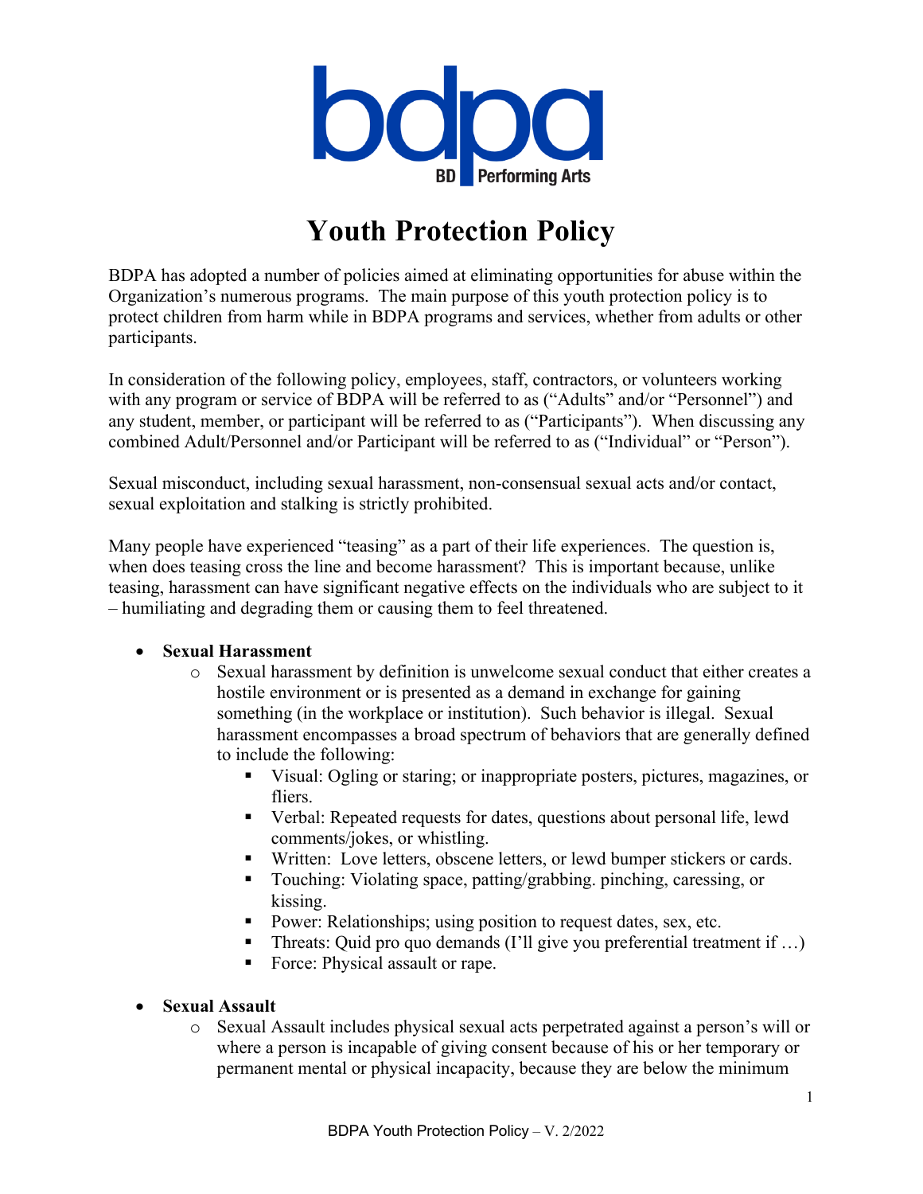# Youth Protection Policy

BDPA has adopted a number of policies aimed at eliminating opportunities for abuse within the Organization's numerous programs. The main purpose of this youth protection policy is to protect children from harm while in BDPA programs and services, whether from adults or other participants.

In consideration of the following policy, employees, staff, contractors, or volunteers working with any program or service of BDPA will be referred to as ("Adults" and/or "Personnel") and any student, member, or participant will be referred to as ("Participants"). When discussing any combined Adult/Personnel and/or Participant will be referred to as ("Individual" or "Person").

Sexual misconduct, including sexual harassment, non-consensual sexual acts and/or contact, sexual exploitation and stalking is strictly prohibited.

Many people have experienced "teasing" as a part of their life experiences. The question is, when does teasing cross the line and become harassment? This is important because, unlike teasing, harassment can have significant negative effects on the individuals who are subject to it – humiliating and degrading them or causing them to feel threatened.

- **Sexual Harassment**
  - Sexual harassment by definition is unwelcome sexual conduct that either creates a hostile environment or is presented as a demand in exchange for gaining something (in the workplace or institution). Such behavior is illegal. Sexual harassment encompasses a broad spectrum of behaviors that are generally defined to include the following:
    - Visual: Ogling or staring; or inappropriate posters, pictures, magazines, or fliers.
    - Verbal: Repeated requests for dates, questions about personal life, lewd comments/jokes, or whistling.
    - Written: Love letters, obscene letters, or lewd bumper stickers or cards.
    - Touching: Violating space, patting/grabbing. pinching, caressing, or kissing.
    - Power: Relationships; using position to request dates, sex, etc.
    - Threats: Quid pro quo demands (I'll give you preferential treatment if …)
    - Force: Physical assault or rape.

- **Sexual Assault**
  - Sexual Assault includes physical sexual acts perpetrated against a person's will or where a person is incapable of giving consent because of his or her temporary or permanent mental or physical incapacity, because they are below the minimum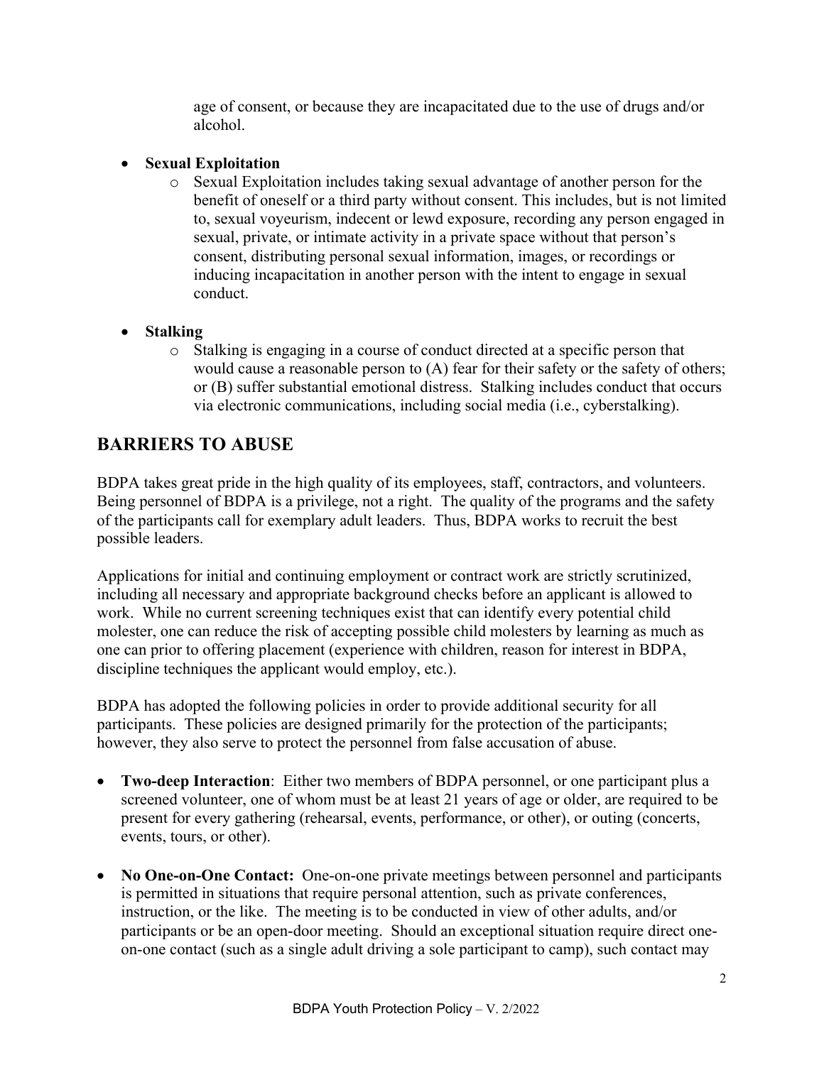age of consent, or because they are incapacitated due to the use of drugs and/or alcohol.

- **Sexual Exploitation**
  - Sexual Exploitation includes taking sexual advantage of another person for the benefit of oneself or a third party without consent. This includes, but is not limited to, sexual voyeurism, indecent or lewd exposure, recording any person engaged in sexual, private, or intimate activity in a private space without that person's consent, distributing personal sexual information, images, or recordings or inducing incapacitation in another person with the intent to engage in sexual conduct.

- **Stalking**
  - Stalking is engaging in a course of conduct directed at a specific person that would cause a reasonable person to (A) fear for their safety or the safety of others; or (B) suffer substantial emotional distress. Stalking includes conduct that occurs via electronic communications, including social media (i.e., cyberstalking).

## BARRIERS TO ABUSE

BDPA takes great pride in the high quality of its employees, staff, contractors, and volunteers. Being personnel of BDPA is a privilege, not a right. The quality of the programs and the safety of the participants call for exemplary adult leaders. Thus, BDPA works to recruit the best possible leaders.

Applications for initial and continuing employment or contract work are strictly scrutinized, including all necessary and appropriate background checks before an applicant is allowed to work. While no current screening techniques exist that can identify every potential child molester, one can reduce the risk of accepting possible child molesters by learning as much as one can prior to offering placement (experience with children, reason for interest in BDPA, discipline techniques the applicant would employ, etc.).

BDPA has adopted the following policies in order to provide additional security for all participants. These policies are designed primarily for the protection of the participants; however, they also serve to protect the personnel from false accusation of abuse.

- **Two-deep Interaction**: Either two members of BDPA personnel, or one participant plus a screened volunteer, one of whom must be at least 21 years of age or older, are required to be present for every gathering (rehearsal, events, performance, or other), or outing (concerts, events, tours, or other).

- **No One-on-One Contact:** One-on-one private meetings between personnel and participants is permitted in situations that require personal attention, such as private conferences, instruction, or the like. The meeting is to be conducted in view of other adults, and/or participants or be an open-door meeting. Should an exceptional situation require direct one-on-one contact (such as a single adult driving a sole participant to camp), such contact may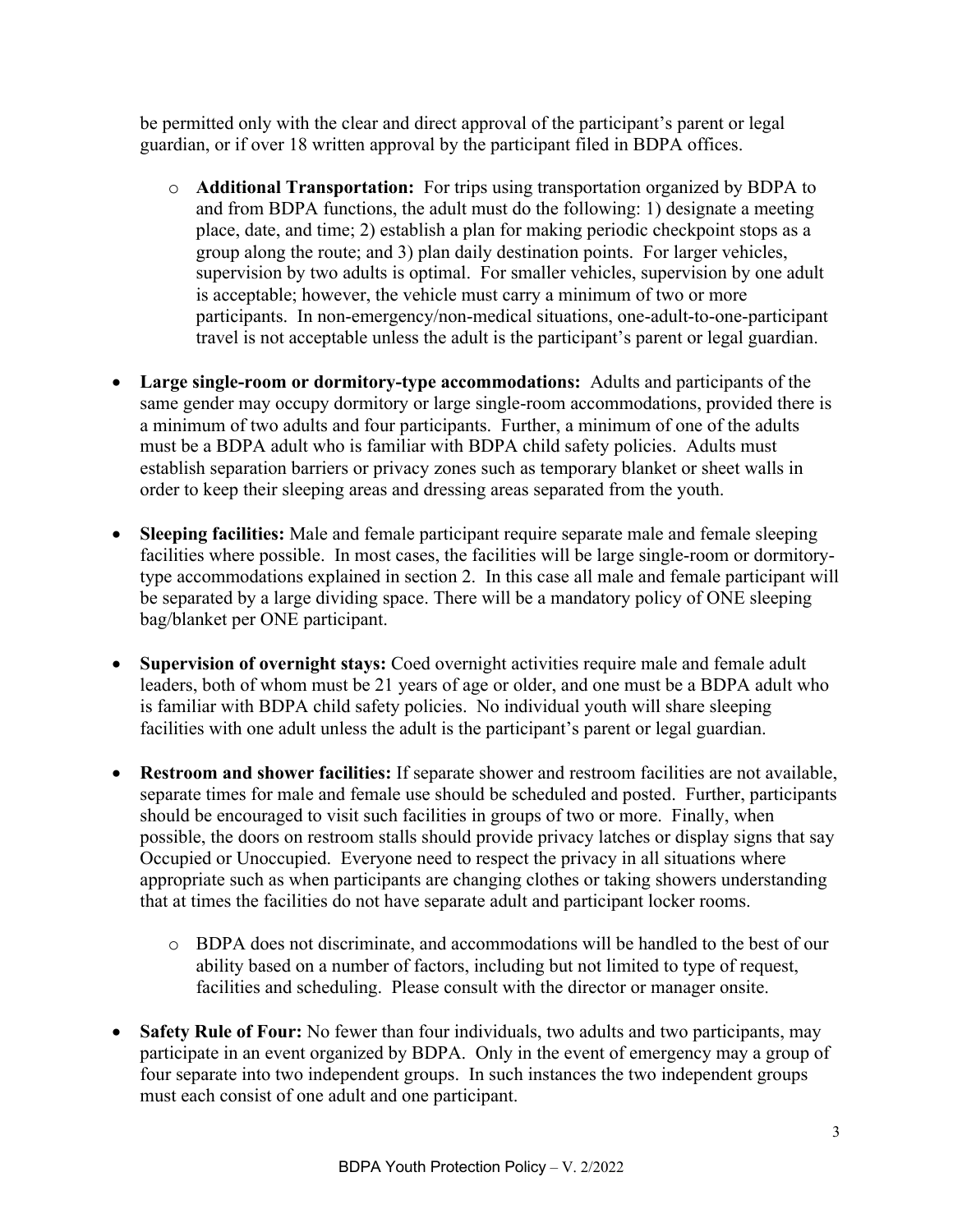be permitted only with the clear and direct approval of the participant's parent or legal guardian, or if over 18 written approval by the participant filed in BDPA offices.

  - **Additional Transportation:** For trips using transportation organized by BDPA to and from BDPA functions, the adult must do the following: 1) designate a meeting place, date, and time; 2) establish a plan for making periodic checkpoint stops as a group along the route; and 3) plan daily destination points. For larger vehicles, supervision by two adults is optimal. For smaller vehicles, supervision by one adult is acceptable; however, the vehicle must carry a minimum of two or more participants. In non-emergency/non-medical situations, one-adult-to-one-participant travel is not acceptable unless the adult is the participant's parent or legal guardian.

- **Large single-room or dormitory-type accommodations:** Adults and participants of the same gender may occupy dormitory or large single-room accommodations, provided there is a minimum of two adults and four participants. Further, a minimum of one of the adults must be a BDPA adult who is familiar with BDPA child safety policies. Adults must establish separation barriers or privacy zones such as temporary blanket or sheet walls in order to keep their sleeping areas and dressing areas separated from the youth.

- **Sleeping facilities:** Male and female participant require separate male and female sleeping facilities where possible. In most cases, the facilities will be large single-room or dormitory-type accommodations explained in section 2. In this case all male and female participant will be separated by a large dividing space. There will be a mandatory policy of ONE sleeping bag/blanket per ONE participant.

- **Supervision of overnight stays:** Coed overnight activities require male and female adult leaders, both of whom must be 21 years of age or older, and one must be a BDPA adult who is familiar with BDPA child safety policies. No individual youth will share sleeping facilities with one adult unless the adult is the participant's parent or legal guardian.

- **Restroom and shower facilities:** If separate shower and restroom facilities are not available, separate times for male and female use should be scheduled and posted. Further, participants should be encouraged to visit such facilities in groups of two or more. Finally, when possible, the doors on restroom stalls should provide privacy latches or display signs that say Occupied or Unoccupied. Everyone need to respect the privacy in all situations where appropriate such as when participants are changing clothes or taking showers understanding that at times the facilities do not have separate adult and participant locker rooms.

  - BDPA does not discriminate, and accommodations will be handled to the best of our ability based on a number of factors, including but not limited to type of request, facilities and scheduling. Please consult with the director or manager onsite.

- **Safety Rule of Four:** No fewer than four individuals, two adults and two participants, may participate in an event organized by BDPA. Only in the event of emergency may a group of four separate into two independent groups. In such instances the two independent groups must each consist of one adult and one participant.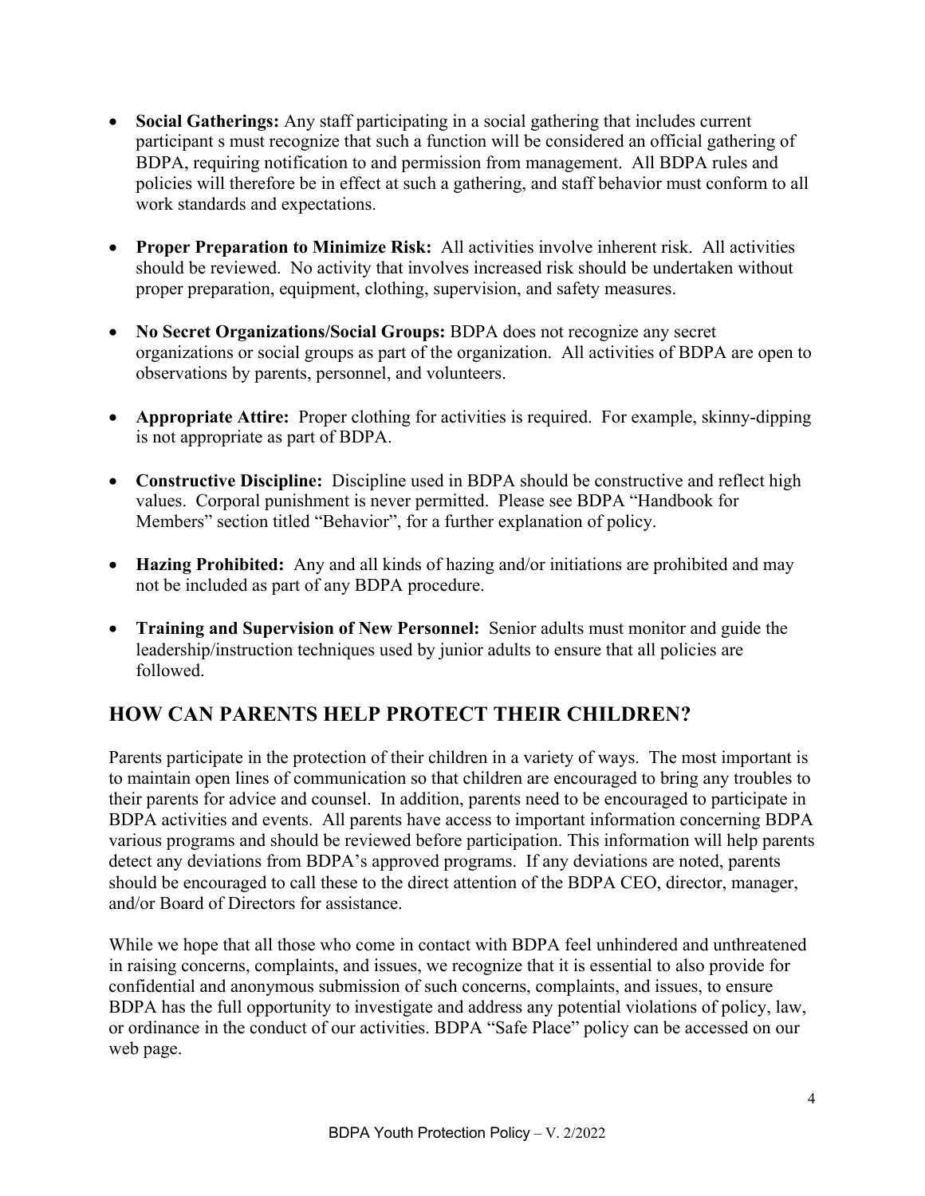- **Social Gatherings:** Any staff participating in a social gathering that includes current participant s must recognize that such a function will be considered an official gathering of BDPA, requiring notification to and permission from management. All BDPA rules and policies will therefore be in effect at such a gathering, and staff behavior must conform to all work standards and expectations.

- **Proper Preparation to Minimize Risk:** All activities involve inherent risk. All activities should be reviewed. No activity that involves increased risk should be undertaken without proper preparation, equipment, clothing, supervision, and safety measures.

- **No Secret Organizations/Social Groups:** BDPA does not recognize any secret organizations or social groups as part of the organization. All activities of BDPA are open to observations by parents, personnel, and volunteers.

- **Appropriate Attire:** Proper clothing for activities is required. For example, skinny-dipping is not appropriate as part of BDPA.

- **Constructive Discipline:** Discipline used in BDPA should be constructive and reflect high values. Corporal punishment is never permitted. Please see BDPA "Handbook for Members" section titled "Behavior", for a further explanation of policy.

- **Hazing Prohibited:** Any and all kinds of hazing and/or initiations are prohibited and may not be included as part of any BDPA procedure.

- **Training and Supervision of New Personnel:** Senior adults must monitor and guide the leadership/instruction techniques used by junior adults to ensure that all policies are followed.

## HOW CAN PARENTS HELP PROTECT THEIR CHILDREN?

Parents participate in the protection of their children in a variety of ways. The most important is to maintain open lines of communication so that children are encouraged to bring any troubles to their parents for advice and counsel. In addition, parents need to be encouraged to participate in BDPA activities and events. All parents have access to important information concerning BDPA various programs and should be reviewed before participation. This information will help parents detect any deviations from BDPA's approved programs. If any deviations are noted, parents should be encouraged to call these to the direct attention of the BDPA CEO, director, manager, and/or Board of Directors for assistance.

While we hope that all those who come in contact with BDPA feel unhindered and unthreatened in raising concerns, complaints, and issues, we recognize that it is essential to also provide for confidential and anonymous submission of such concerns, complaints, and issues, to ensure BDPA has the full opportunity to investigate and address any potential violations of policy, law, or ordinance in the conduct of our activities. BDPA "Safe Place" policy can be accessed on our web page.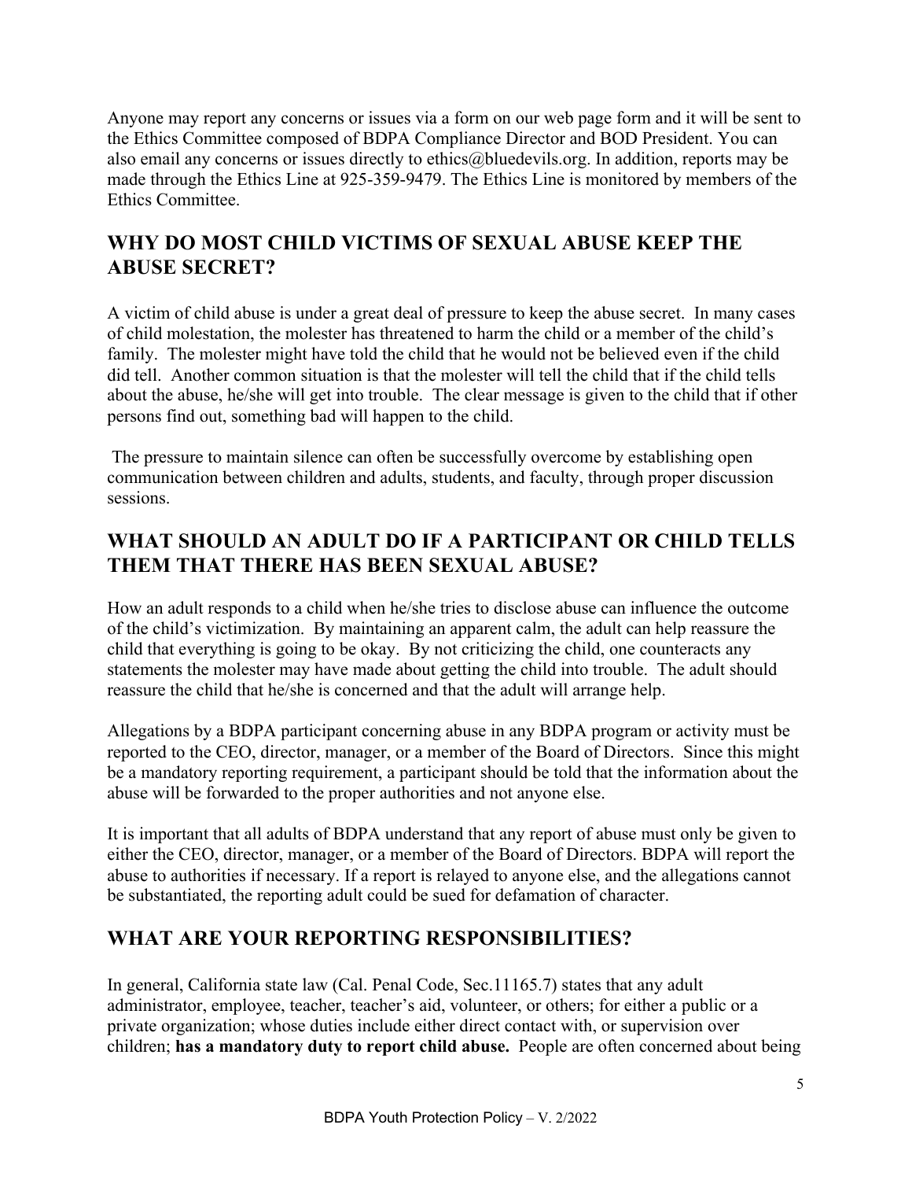Anyone may report any concerns or issues via a form on our web page form and it will be sent to the Ethics Committee composed of BDPA Compliance Director and BOD President. You can also email any concerns or issues directly to ethics@bluedevils.org. In addition, reports may be made through the Ethics Line at 925-359-9479. The Ethics Line is monitored by members of the Ethics Committee.

## WHY DO MOST CHILD VICTIMS OF SEXUAL ABUSE KEEP THE ABUSE SECRET?

A victim of child abuse is under a great deal of pressure to keep the abuse secret. In many cases of child molestation, the molester has threatened to harm the child or a member of the child's family. The molester might have told the child that he would not be believed even if the child did tell. Another common situation is that the molester will tell the child that if the child tells about the abuse, he/she will get into trouble. The clear message is given to the child that if other persons find out, something bad will happen to the child.

The pressure to maintain silence can often be successfully overcome by establishing open communication between children and adults, students, and faculty, through proper discussion sessions.

## WHAT SHOULD AN ADULT DO IF A PARTICIPANT OR CHILD TELLS THEM THAT THERE HAS BEEN SEXUAL ABUSE?

How an adult responds to a child when he/she tries to disclose abuse can influence the outcome of the child's victimization. By maintaining an apparent calm, the adult can help reassure the child that everything is going to be okay. By not criticizing the child, one counteracts any statements the molester may have made about getting the child into trouble. The adult should reassure the child that he/she is concerned and that the adult will arrange help.

Allegations by a BDPA participant concerning abuse in any BDPA program or activity must be reported to the CEO, director, manager, or a member of the Board of Directors. Since this might be a mandatory reporting requirement, a participant should be told that the information about the abuse will be forwarded to the proper authorities and not anyone else.

It is important that all adults of BDPA understand that any report of abuse must only be given to either the CEO, director, manager, or a member of the Board of Directors. BDPA will report the abuse to authorities if necessary. If a report is relayed to anyone else, and the allegations cannot be substantiated, the reporting adult could be sued for defamation of character.

## WHAT ARE YOUR REPORTING RESPONSIBILITIES?

In general, California state law (Cal. Penal Code, Sec.11165.7) states that any adult administrator, employee, teacher, teacher's aid, volunteer, or others; for either a public or a private organization; whose duties include either direct contact with, or supervision over children; **has a mandatory duty to report child abuse.** People are often concerned about being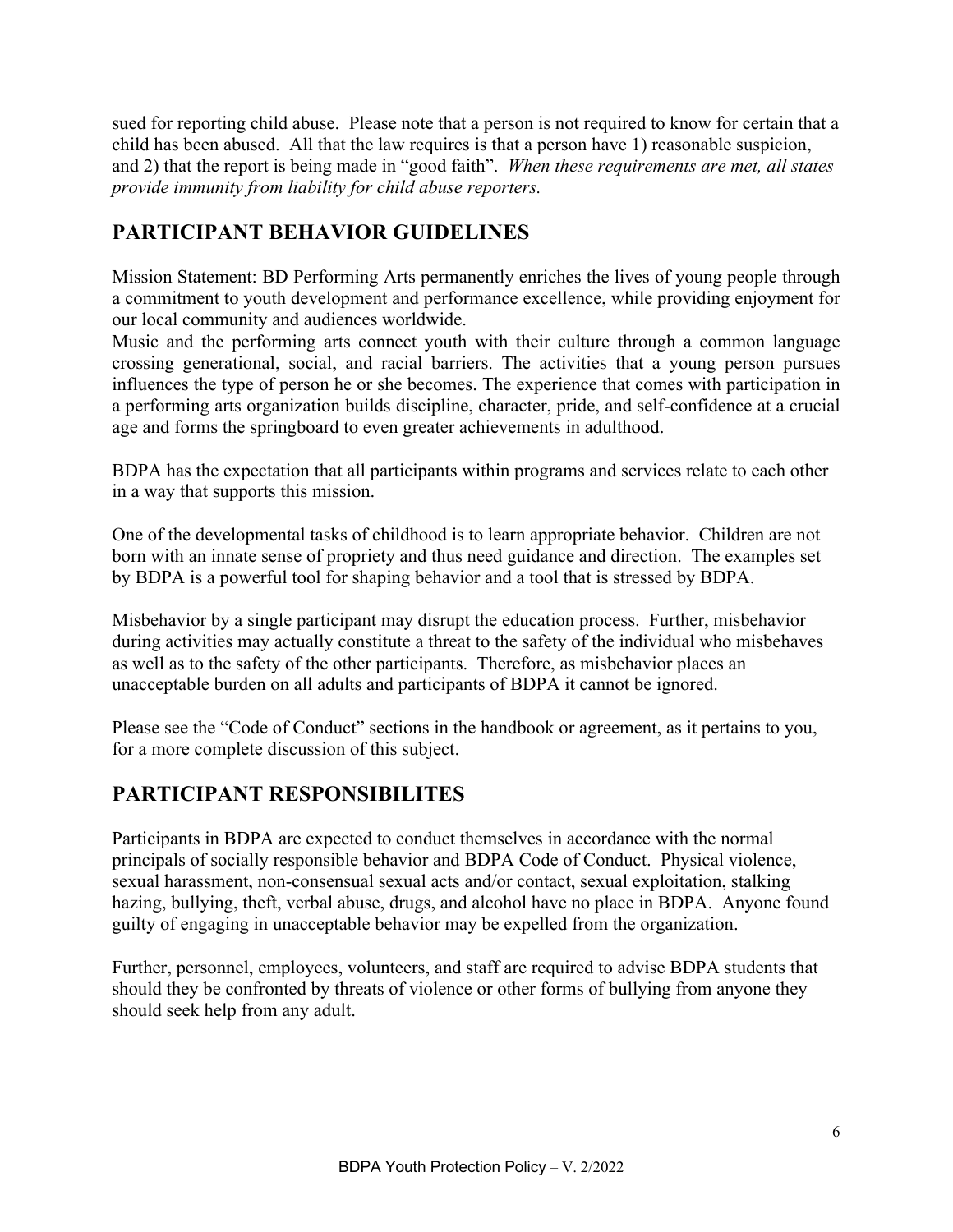sued for reporting child abuse. Please note that a person is not required to know for certain that a child has been abused. All that the law requires is that a person have 1) reasonable suspicion, and 2) that the report is being made in "good faith". *When these requirements are met, all states provide immunity from liability for child abuse reporters.*

## PARTICIPANT BEHAVIOR GUIDELINES

Mission Statement: BD Performing Arts permanently enriches the lives of young people through a commitment to youth development and performance excellence, while providing enjoyment for our local community and audiences worldwide.
Music and the performing arts connect youth with their culture through a common language crossing generational, social, and racial barriers. The activities that a young person pursues influences the type of person he or she becomes. The experience that comes with participation in a performing arts organization builds discipline, character, pride, and self-confidence at a crucial age and forms the springboard to even greater achievements in adulthood.

BDPA has the expectation that all participants within programs and services relate to each other in a way that supports this mission.

One of the developmental tasks of childhood is to learn appropriate behavior. Children are not born with an innate sense of propriety and thus need guidance and direction. The examples set by BDPA is a powerful tool for shaping behavior and a tool that is stressed by BDPA.

Misbehavior by a single participant may disrupt the education process. Further, misbehavior during activities may actually constitute a threat to the safety of the individual who misbehaves as well as to the safety of the other participants. Therefore, as misbehavior places an unacceptable burden on all adults and participants of BDPA it cannot be ignored.

Please see the "Code of Conduct" sections in the handbook or agreement, as it pertains to you, for a more complete discussion of this subject.

## PARTICIPANT RESPONSIBILITES

Participants in BDPA are expected to conduct themselves in accordance with the normal principals of socially responsible behavior and BDPA Code of Conduct. Physical violence, sexual harassment, non-consensual sexual acts and/or contact, sexual exploitation, stalking hazing, bullying, theft, verbal abuse, drugs, and alcohol have no place in BDPA. Anyone found guilty of engaging in unacceptable behavior may be expelled from the organization.

Further, personnel, employees, volunteers, and staff are required to advise BDPA students that should they be confronted by threats of violence or other forms of bullying from anyone they should seek help from any adult.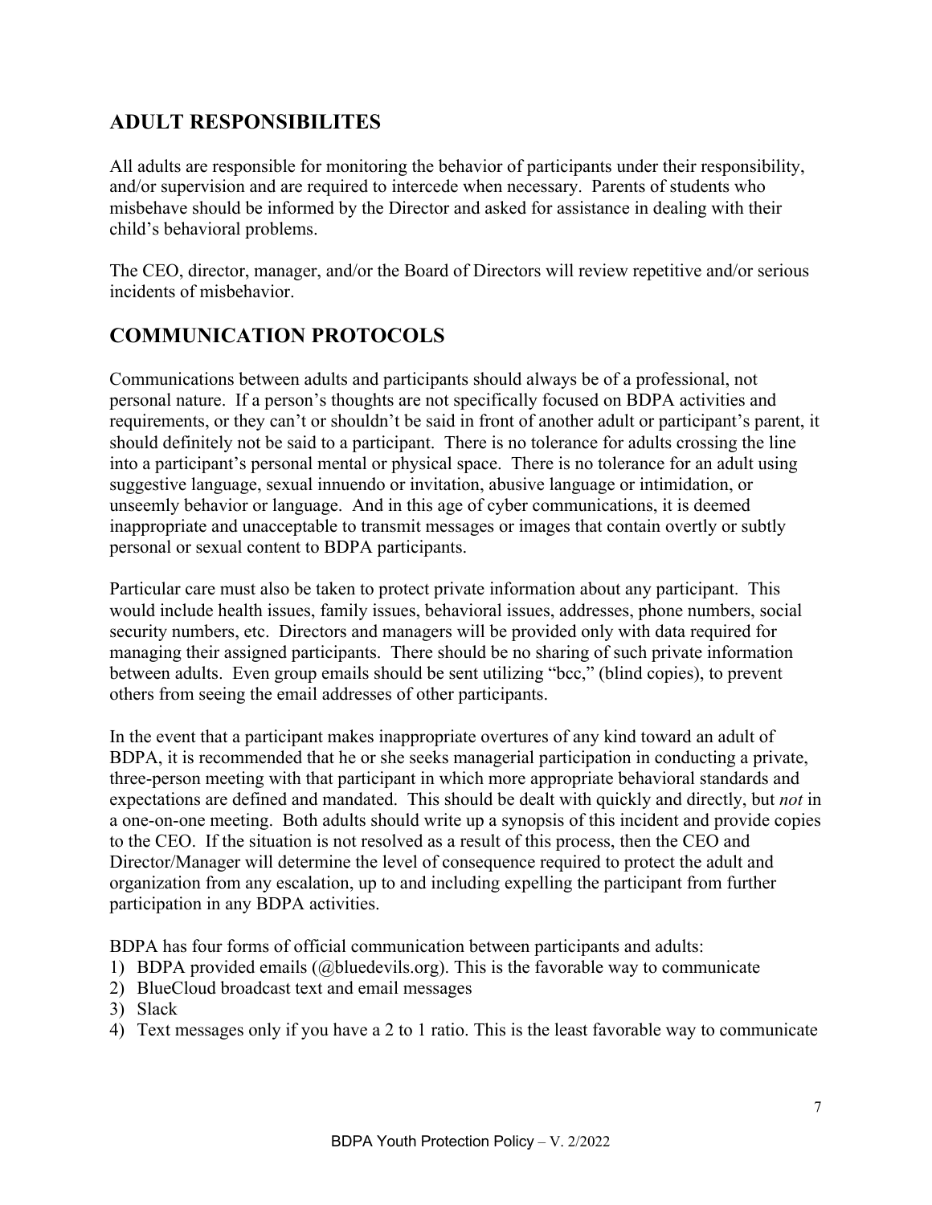## ADULT RESPONSIBILITES

All adults are responsible for monitoring the behavior of participants under their responsibility, and/or supervision and are required to intercede when necessary. Parents of students who misbehave should be informed by the Director and asked for assistance in dealing with their child's behavioral problems.

The CEO, director, manager, and/or the Board of Directors will review repetitive and/or serious incidents of misbehavior.

## COMMUNICATION PROTOCOLS

Communications between adults and participants should always be of a professional, not personal nature. If a person's thoughts are not specifically focused on BDPA activities and requirements, or they can't or shouldn't be said in front of another adult or participant's parent, it should definitely not be said to a participant. There is no tolerance for adults crossing the line into a participant's personal mental or physical space. There is no tolerance for an adult using suggestive language, sexual innuendo or invitation, abusive language or intimidation, or unseemly behavior or language. And in this age of cyber communications, it is deemed inappropriate and unacceptable to transmit messages or images that contain overtly or subtly personal or sexual content to BDPA participants.

Particular care must also be taken to protect private information about any participant. This would include health issues, family issues, behavioral issues, addresses, phone numbers, social security numbers, etc. Directors and managers will be provided only with data required for managing their assigned participants. There should be no sharing of such private information between adults. Even group emails should be sent utilizing "bcc," (blind copies), to prevent others from seeing the email addresses of other participants.

In the event that a participant makes inappropriate overtures of any kind toward an adult of BDPA, it is recommended that he or she seeks managerial participation in conducting a private, three-person meeting with that participant in which more appropriate behavioral standards and expectations are defined and mandated. This should be dealt with quickly and directly, but *not* in a one-on-one meeting. Both adults should write up a synopsis of this incident and provide copies to the CEO. If the situation is not resolved as a result of this process, then the CEO and Director/Manager will determine the level of consequence required to protect the adult and organization from any escalation, up to and including expelling the participant from further participation in any BDPA activities.

BDPA has four forms of official communication between participants and adults:

1) BDPA provided emails (@bluedevils.org). This is the favorable way to communicate
2) BlueCloud broadcast text and email messages
3) Slack
4) Text messages only if you have a 2 to 1 ratio. This is the least favorable way to communicate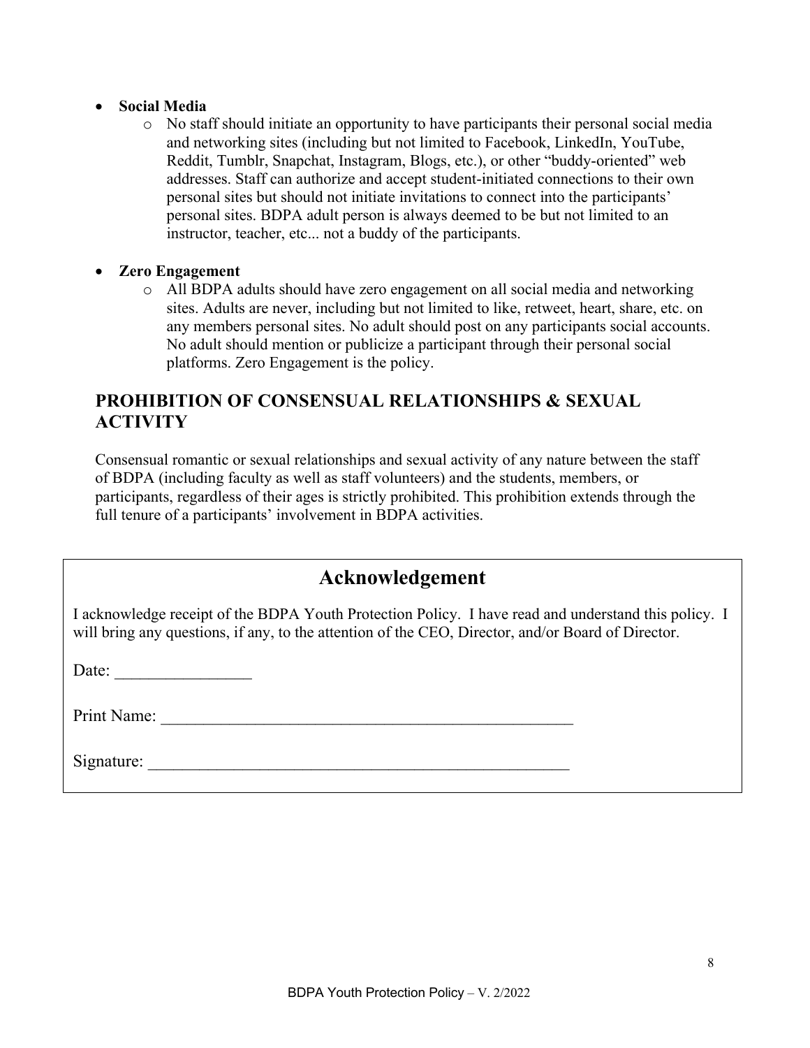- **Social Media**
    - No staff should initiate an opportunity to have participants their personal social media and networking sites (including but not limited to Facebook, LinkedIn, YouTube, Reddit, Tumblr, Snapchat, Instagram, Blogs, etc.), or other "buddy-oriented" web addresses. Staff can authorize and accept student-initiated connections to their own personal sites but should not initiate invitations to connect into the participants' personal sites. BDPA adult person is always deemed to be but not limited to an instructor, teacher, etc... not a buddy of the participants.

- **Zero Engagement**
    - All BDPA adults should have zero engagement on all social media and networking sites. Adults are never, including but not limited to like, retweet, heart, share, etc. on any members personal sites. No adult should post on any participants social accounts. No adult should mention or publicize a participant through their personal social platforms. Zero Engagement is the policy.

## PROHIBITION OF CONSENSUAL RELATIONSHIPS & SEXUAL ACTIVITY

Consensual romantic or sexual relationships and sexual activity of any nature between the staff of BDPA (including faculty as well as staff volunteers) and the students, members, or participants, regardless of their ages is strictly prohibited. This prohibition extends through the full tenure of a participants' involvement in BDPA activities.

## Acknowledgement

I acknowledge receipt of the BDPA Youth Protection Policy. I have read and understand this policy. I will bring any questions, if any, to the attention of the CEO, Director, and/or Board of Director.

Date: ________________

Print Name: ____________________________________________________

Signature: _____________________________________________________